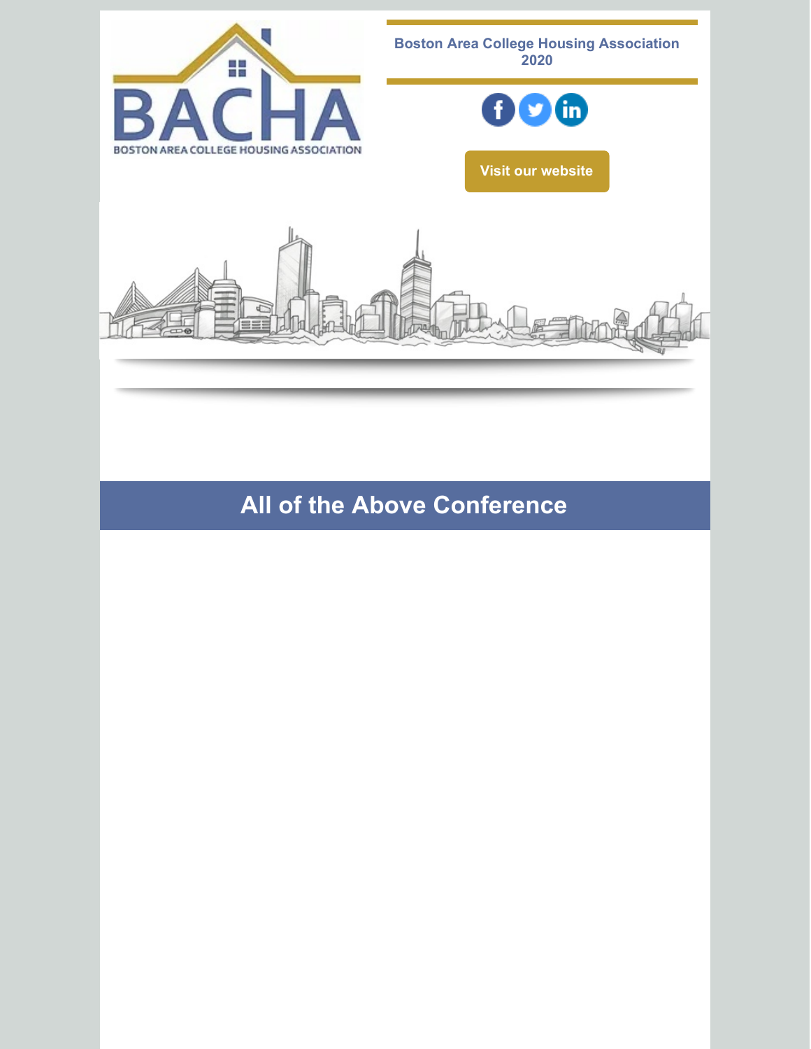Boston Area College Housing Association 2020

Visit our website

# All of the Above Conference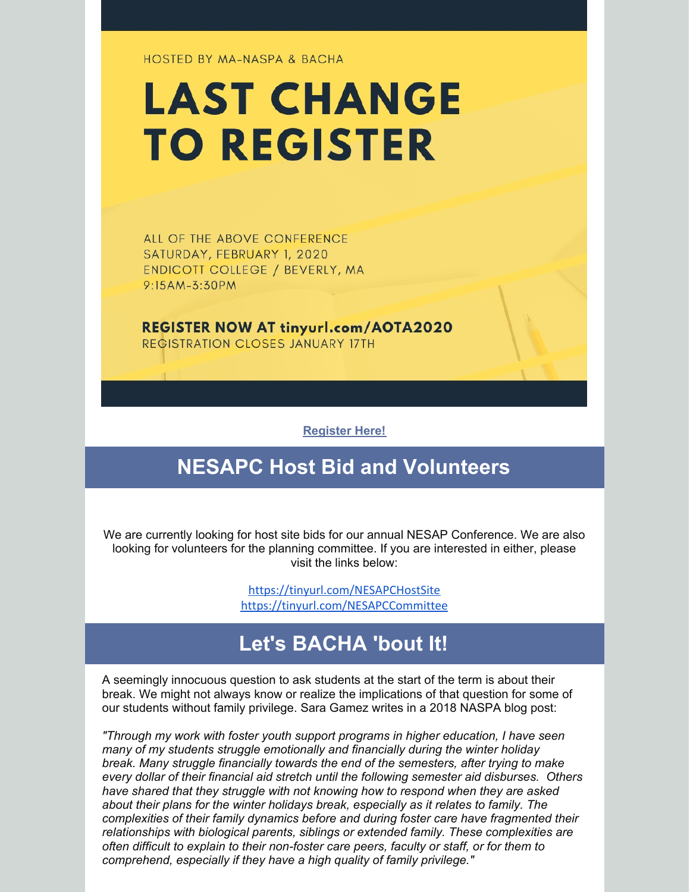HOSTED BY MA-NASPA & BACHA

# LAST CHANGE TO REGISTER

ALL OF THE ABOVE CONFERENCE
SATURDAY, FEBRUARY 1, 2020
ENDICOTT COLLEGE / BEVERLY, MA
9:15AM-3:30PM

**REGISTER NOW AT tinyurl.com/AOTA2020**
REGISTRATION CLOSES JANUARY 17TH

**Register Here!**

## NESAPC Host Bid and Volunteers

We are currently looking for host site bids for our annual NESAP Conference. We are also looking for volunteers for the planning committee. If you are interested in either, please visit the links below:

https://tinyurl.com/NESAPCHostSite
https://tinyurl.com/NESAPCCommittee

## Let's BACHA 'bout It!

A seemingly innocuous question to ask students at the start of the term is about their break. We might not always know or realize the implications of that question for some of our students without family privilege. Sara Gamez writes in a 2018 NASPA blog post:

*"Through my work with foster youth support programs in higher education, I have seen many of my students struggle emotionally and financially during the winter holiday break. Many struggle financially towards the end of the semesters, after trying to make every dollar of their financial aid stretch until the following semester aid disburses. Others have shared that they struggle with not knowing how to respond when they are asked about their plans for the winter holidays break, especially as it relates to family. The complexities of their family dynamics before and during foster care have fragmented their relationships with biological parents, siblings or extended family. These complexities are often difficult to explain to their non-foster care peers, faculty or staff, or for them to comprehend, especially if they have a high quality of family privilege."*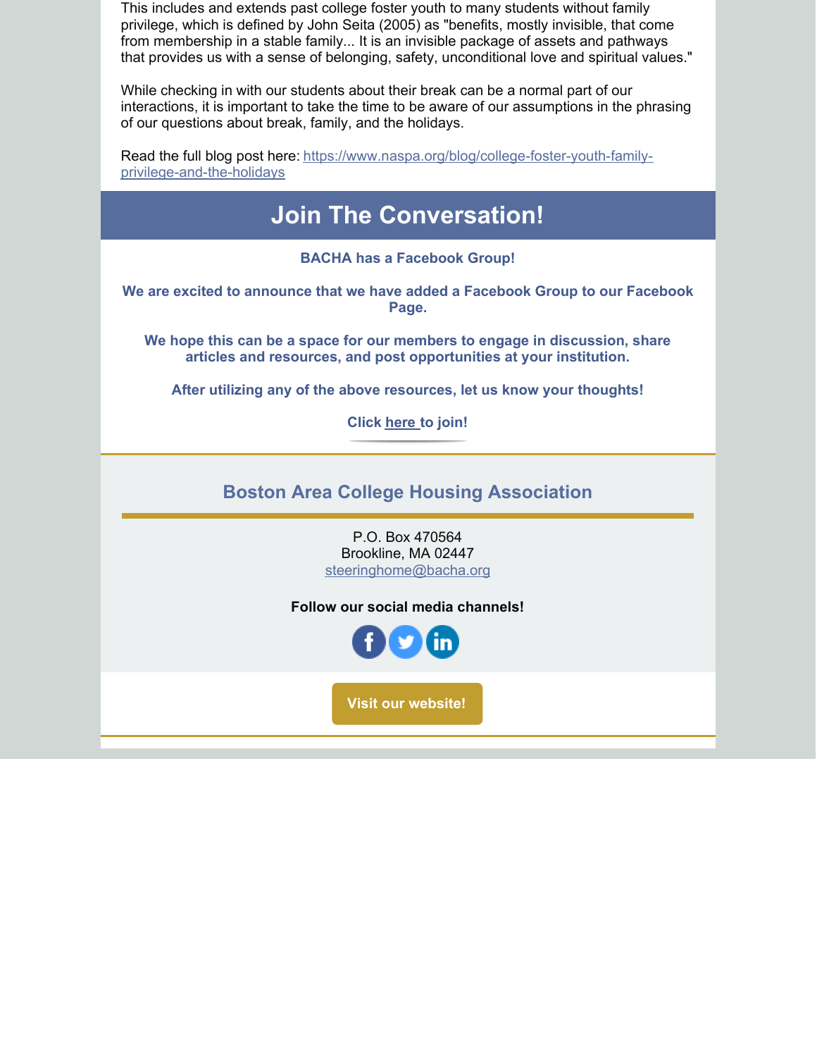This includes and extends past college foster youth to many students without family privilege, which is defined by John Seita (2005) as "benefits, mostly invisible, that come from membership in a stable family... It is an invisible package of assets and pathways that provides us with a sense of belonging, safety, unconditional love and spiritual values."

While checking in with our students about their break can be a normal part of our interactions, it is important to take the time to be aware of our assumptions in the phrasing of our questions about break, family, and the holidays.

Read the full blog post here: https://www.naspa.org/blog/college-foster-youth-family-privilege-and-the-holidays

## Join The Conversation!

**BACHA has a Facebook Group!**

**We are excited to announce that we have added a Facebook Group to our Facebook Page.**

**We hope this can be a space for our members to engage in discussion, share articles and resources, and post opportunities at your institution.**

**After utilizing any of the above resources, let us know your thoughts!**

**Click here to join!**

### Boston Area College Housing Association

P.O. Box 470564
Brookline, MA 02447
steeringhome@bacha.org

**Follow our social media channels!**

Visit our website!